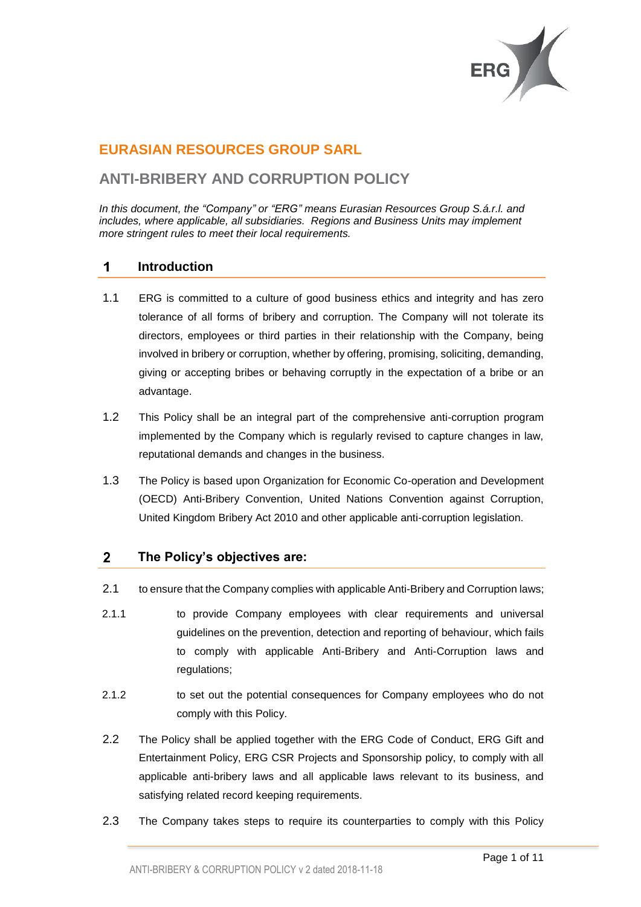# EURASIAN RESOURCES GROUP SARL

## ANTI-BRIBERY AND CORRUPTION POLICY

*In this document, the "Company" or "ERG" means Eurasian Resources Group S.á.r.l. and includes, where applicable, all subsidiaries. Regions and Business Units may implement more stringent rules to meet their local requirements.*

## 1 Introduction

1.1 ERG is committed to a culture of good business ethics and integrity and has zero tolerance of all forms of bribery and corruption. The Company will not tolerate its directors, employees or third parties in their relationship with the Company, being involved in bribery or corruption, whether by offering, promising, soliciting, demanding, giving or accepting bribes or behaving corruptly in the expectation of a bribe or an advantage.

1.2 This Policy shall be an integral part of the comprehensive anti-corruption program implemented by the Company which is regularly revised to capture changes in law, reputational demands and changes in the business.

1.3 The Policy is based upon Organization for Economic Co-operation and Development (OECD) Anti-Bribery Convention, United Nations Convention against Corruption, United Kingdom Bribery Act 2010 and other applicable anti-corruption legislation.

## 2 The Policy's objectives are:

2.1 to ensure that the Company complies with applicable Anti-Bribery and Corruption laws;

2.1.1 to provide Company employees with clear requirements and universal guidelines on the prevention, detection and reporting of behaviour, which fails to comply with applicable Anti-Bribery and Anti-Corruption laws and regulations;

2.1.2 to set out the potential consequences for Company employees who do not comply with this Policy.

2.2 The Policy shall be applied together with the ERG Code of Conduct, ERG Gift and Entertainment Policy, ERG CSR Projects and Sponsorship policy, to comply with all applicable anti-bribery laws and all applicable laws relevant to its business, and satisfying related record keeping requirements.

2.3 The Company takes steps to require its counterparties to comply with this Policy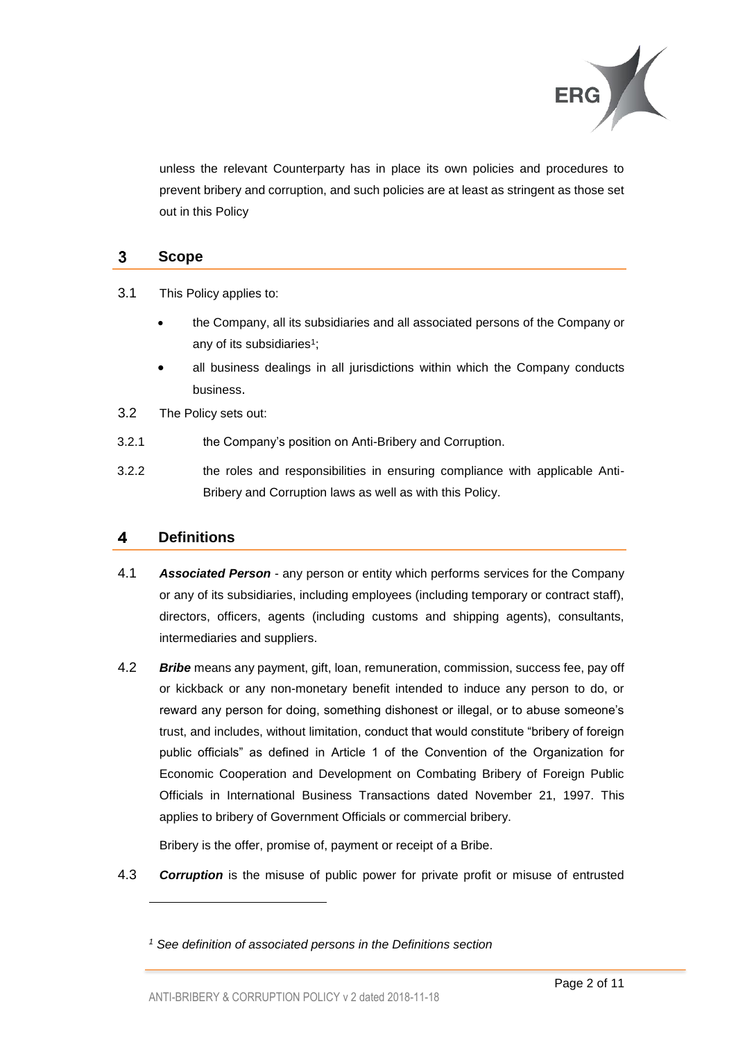unless the relevant Counterparty has in place its own policies and procedures to prevent bribery and corruption, and such policies are at least as stringent as those set out in this Policy

## 3 Scope

3.1 This Policy applies to:

- the Company, all its subsidiaries and all associated persons of the Company or any of its subsidiaries[1];
- all business dealings in all jurisdictions within which the Company conducts business.

3.2 The Policy sets out:

3.2.1 the Company's position on Anti-Bribery and Corruption.

3.2.2 the roles and responsibilities in ensuring compliance with applicable Anti-Bribery and Corruption laws as well as with this Policy.

## 4 Definitions

4.1 ***Associated Person*** - any person or entity which performs services for the Company or any of its subsidiaries, including employees (including temporary or contract staff), directors, officers, agents (including customs and shipping agents), consultants, intermediaries and suppliers.

4.2 ***Bribe*** means any payment, gift, loan, remuneration, commission, success fee, pay off or kickback or any non-monetary benefit intended to induce any person to do, or reward any person for doing, something dishonest or illegal, or to abuse someone's trust, and includes, without limitation, conduct that would constitute "bribery of foreign public officials" as defined in Article 1 of the Convention of the Organization for Economic Cooperation and Development on Combating Bribery of Foreign Public Officials in International Business Transactions dated November 21, 1997. This applies to bribery of Government Officials or commercial bribery.

Bribery is the offer, promise of, payment or receipt of a Bribe.

4.3 ***Corruption*** is the misuse of public power for private profit or misuse of entrusted

---

[1] *See definition of associated persons in the Definitions section*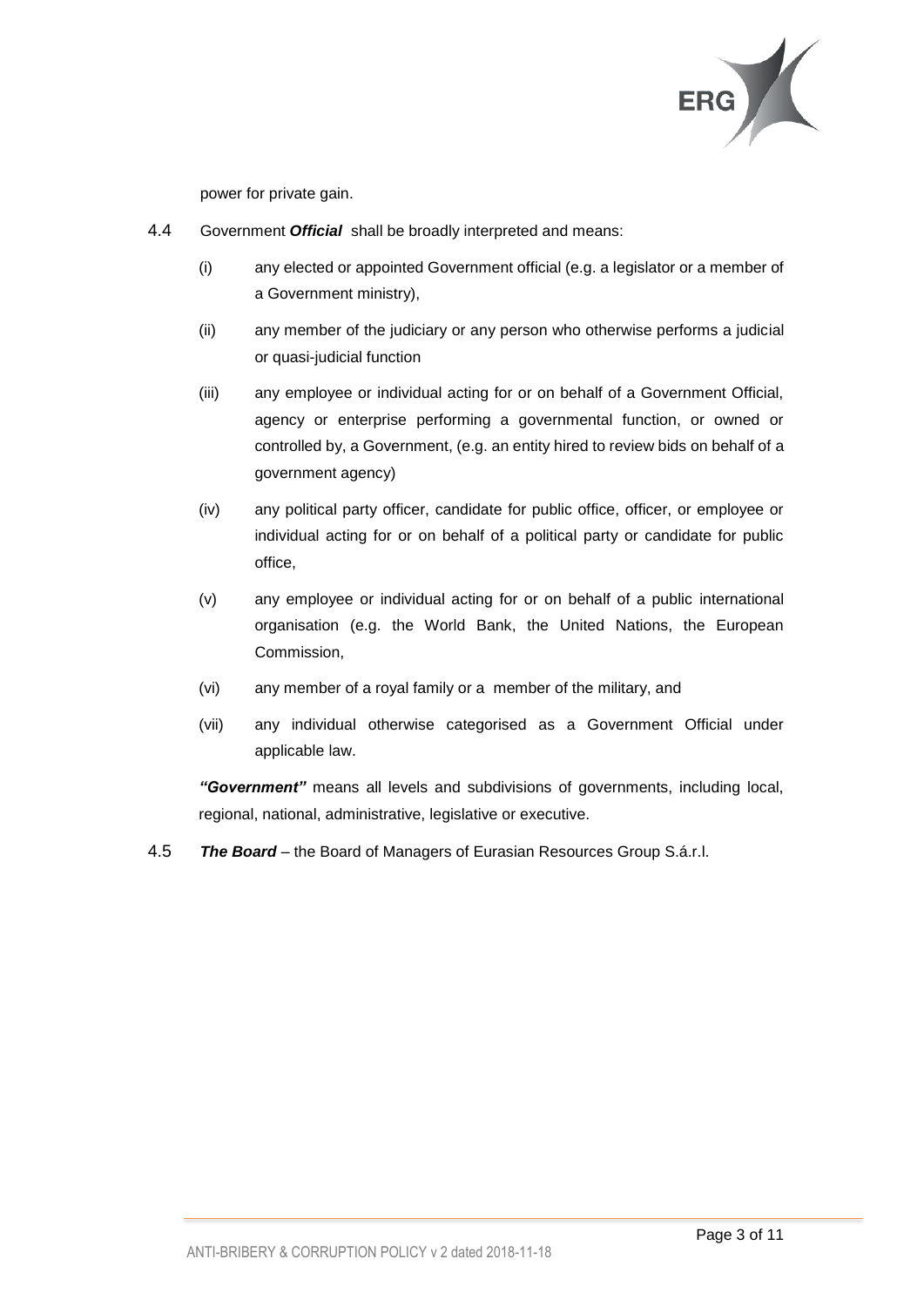power for private gain.

4.4 Government ***Official*** shall be broadly interpreted and means:

(i) any elected or appointed Government official (e.g. a legislator or a member of a Government ministry),

(ii) any member of the judiciary or any person who otherwise performs a judicial or quasi-judicial function

(iii) any employee or individual acting for or on behalf of a Government Official, agency or enterprise performing a governmental function, or owned or controlled by, a Government, (e.g. an entity hired to review bids on behalf of a government agency)

(iv) any political party officer, candidate for public office, officer, or employee or individual acting for or on behalf of a political party or candidate for public office,

(v) any employee or individual acting for or on behalf of a public international organisation (e.g. the World Bank, the United Nations, the European Commission,

(vi) any member of a royal family or a member of the military, and

(vii) any individual otherwise categorised as a Government Official under applicable law.

***"Government"*** means all levels and subdivisions of governments, including local, regional, national, administrative, legislative or executive.

4.5 ***The Board*** – the Board of Managers of Eurasian Resources Group S.á.r.l.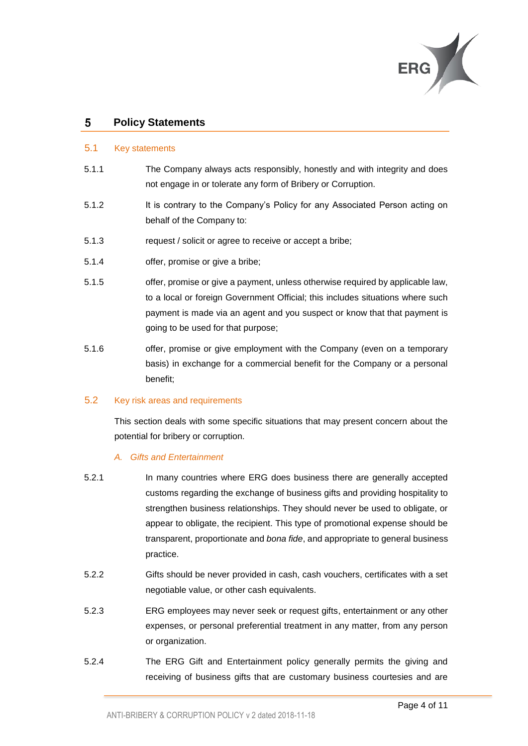## 5 Policy Statements

### 5.1 Key statements

5.1.1 The Company always acts responsibly, honestly and with integrity and does not engage in or tolerate any form of Bribery or Corruption.

5.1.2 It is contrary to the Company's Policy for any Associated Person acting on behalf of the Company to:

5.1.3 request / solicit or agree to receive or accept a bribe;

5.1.4 offer, promise or give a bribe;

5.1.5 offer, promise or give a payment, unless otherwise required by applicable law, to a local or foreign Government Official; this includes situations where such payment is made via an agent and you suspect or know that that payment is going to be used for that purpose;

5.1.6 offer, promise or give employment with the Company (even on a temporary basis) in exchange for a commercial benefit for the Company or a personal benefit;

### 5.2 Key risk areas and requirements

This section deals with some specific situations that may present concern about the potential for bribery or corruption.

*A. Gifts and Entertainment*

5.2.1 In many countries where ERG does business there are generally accepted customs regarding the exchange of business gifts and providing hospitality to strengthen business relationships. They should never be used to obligate, or appear to obligate, the recipient. This type of promotional expense should be transparent, proportionate and *bona fide*, and appropriate to general business practice.

5.2.2 Gifts should be never provided in cash, cash vouchers, certificates with a set negotiable value, or other cash equivalents.

5.2.3 ERG employees may never seek or request gifts, entertainment or any other expenses, or personal preferential treatment in any matter, from any person or organization.

5.2.4 The ERG Gift and Entertainment policy generally permits the giving and receiving of business gifts that are customary business courtesies and are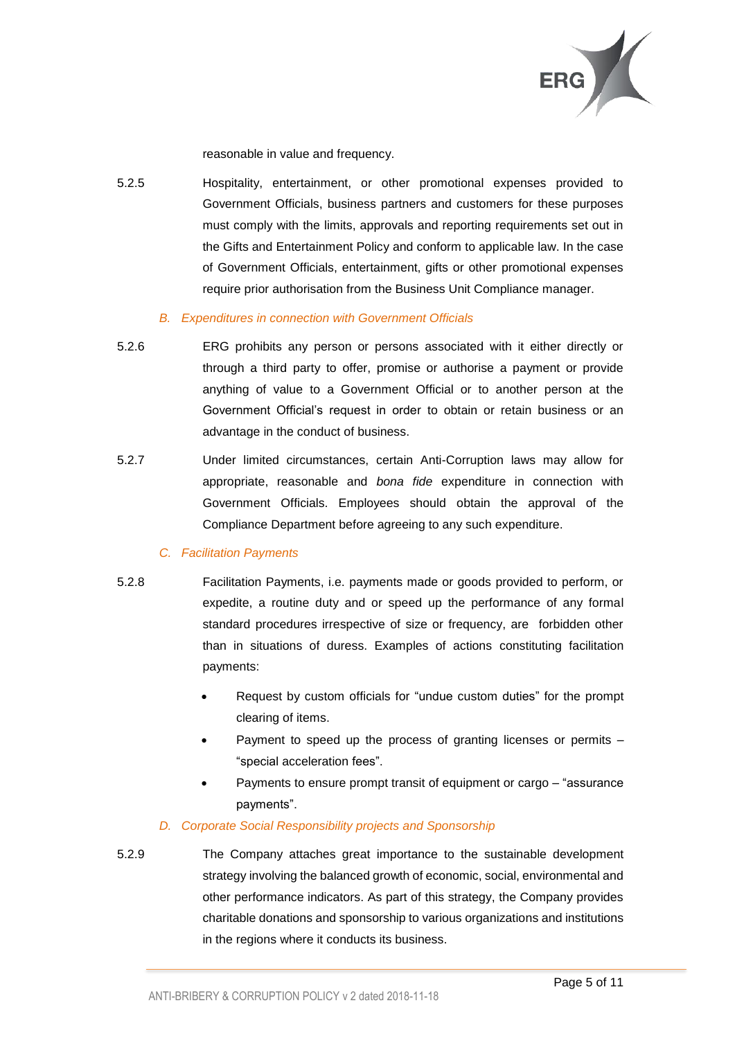reasonable in value and frequency.

5.2.5 Hospitality, entertainment, or other promotional expenses provided to Government Officials, business partners and customers for these purposes must comply with the limits, approvals and reporting requirements set out in the Gifts and Entertainment Policy and conform to applicable law. In the case of Government Officials, entertainment, gifts or other promotional expenses require prior authorisation from the Business Unit Compliance manager.

### *B. Expenditures in connection with Government Officials*

5.2.6 ERG prohibits any person or persons associated with it either directly or through a third party to offer, promise or authorise a payment or provide anything of value to a Government Official or to another person at the Government Official's request in order to obtain or retain business or an advantage in the conduct of business.

5.2.7 Under limited circumstances, certain Anti-Corruption laws may allow for appropriate, reasonable and *bona fide* expenditure in connection with Government Officials. Employees should obtain the approval of the Compliance Department before agreeing to any such expenditure.

### *C. Facilitation Payments*

5.2.8 Facilitation Payments, i.e. payments made or goods provided to perform, or expedite, a routine duty and or speed up the performance of any formal standard procedures irrespective of size or frequency, are forbidden other than in situations of duress. Examples of actions constituting facilitation payments:

- Request by custom officials for "undue custom duties" for the prompt clearing of items.
- Payment to speed up the process of granting licenses or permits – "special acceleration fees".
- Payments to ensure prompt transit of equipment or cargo – "assurance payments".

### *D. Corporate Social Responsibility projects and Sponsorship*

5.2.9 The Company attaches great importance to the sustainable development strategy involving the balanced growth of economic, social, environmental and other performance indicators. As part of this strategy, the Company provides charitable donations and sponsorship to various organizations and institutions in the regions where it conducts its business.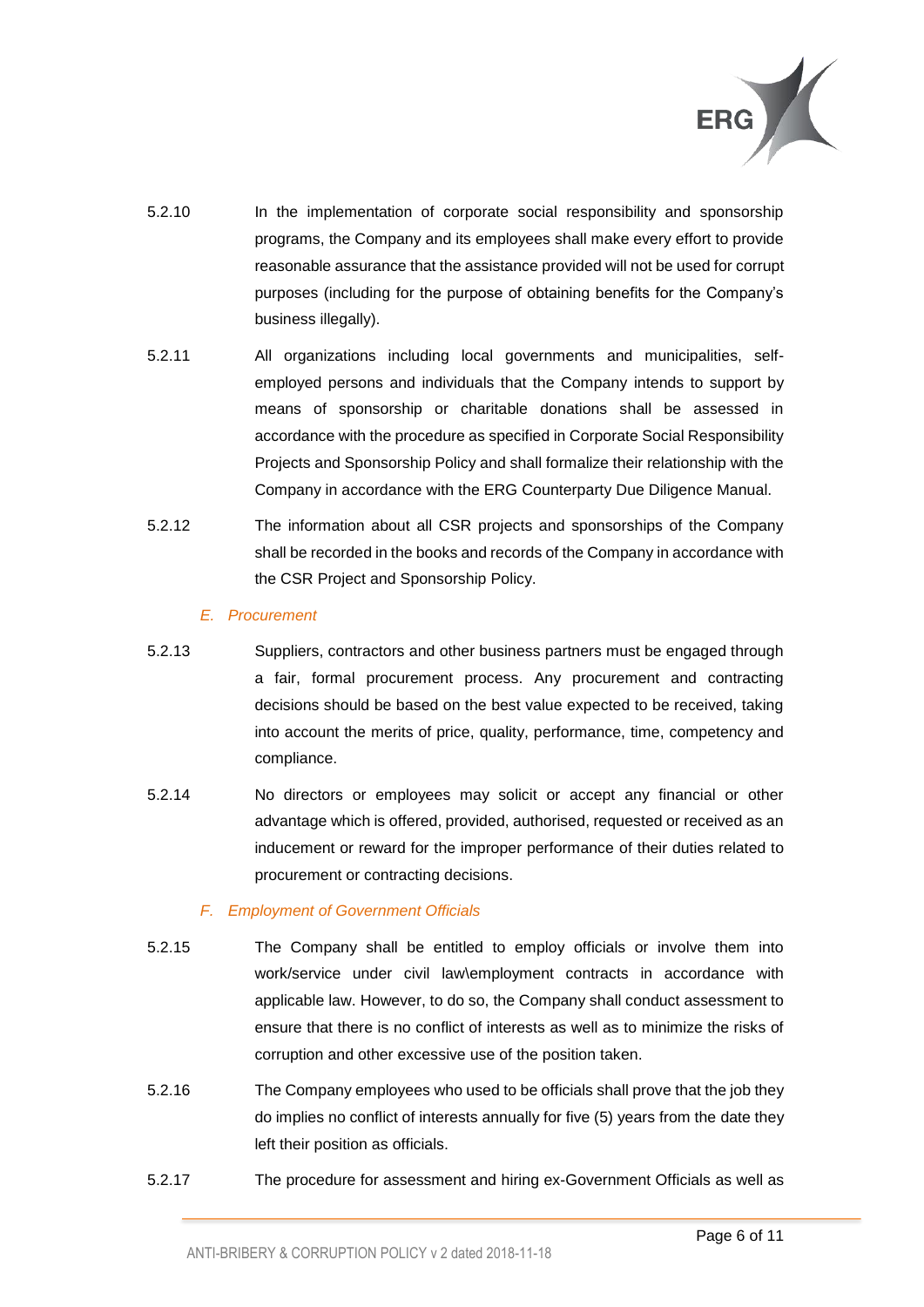5.2.10 In the implementation of corporate social responsibility and sponsorship programs, the Company and its employees shall make every effort to provide reasonable assurance that the assistance provided will not be used for corrupt purposes (including for the purpose of obtaining benefits for the Company's business illegally).

5.2.11 All organizations including local governments and municipalities, self-employed persons and individuals that the Company intends to support by means of sponsorship or charitable donations shall be assessed in accordance with the procedure as specified in Corporate Social Responsibility Projects and Sponsorship Policy and shall formalize their relationship with the Company in accordance with the ERG Counterparty Due Diligence Manual.

5.2.12 The information about all CSR projects and sponsorships of the Company shall be recorded in the books and records of the Company in accordance with the CSR Project and Sponsorship Policy.

*E. Procurement*

5.2.13 Suppliers, contractors and other business partners must be engaged through a fair, formal procurement process. Any procurement and contracting decisions should be based on the best value expected to be received, taking into account the merits of price, quality, performance, time, competency and compliance.

5.2.14 No directors or employees may solicit or accept any financial or other advantage which is offered, provided, authorised, requested or received as an inducement or reward for the improper performance of their duties related to procurement or contracting decisions.

*F. Employment of Government Officials*

5.2.15 The Company shall be entitled to employ officials or involve them into work/service under civil law\employment contracts in accordance with applicable law. However, to do so, the Company shall conduct assessment to ensure that there is no conflict of interests as well as to minimize the risks of corruption and other excessive use of the position taken.

5.2.16 The Company employees who used to be officials shall prove that the job they do implies no conflict of interests annually for five (5) years from the date they left their position as officials.

5.2.17 The procedure for assessment and hiring ex-Government Officials as well as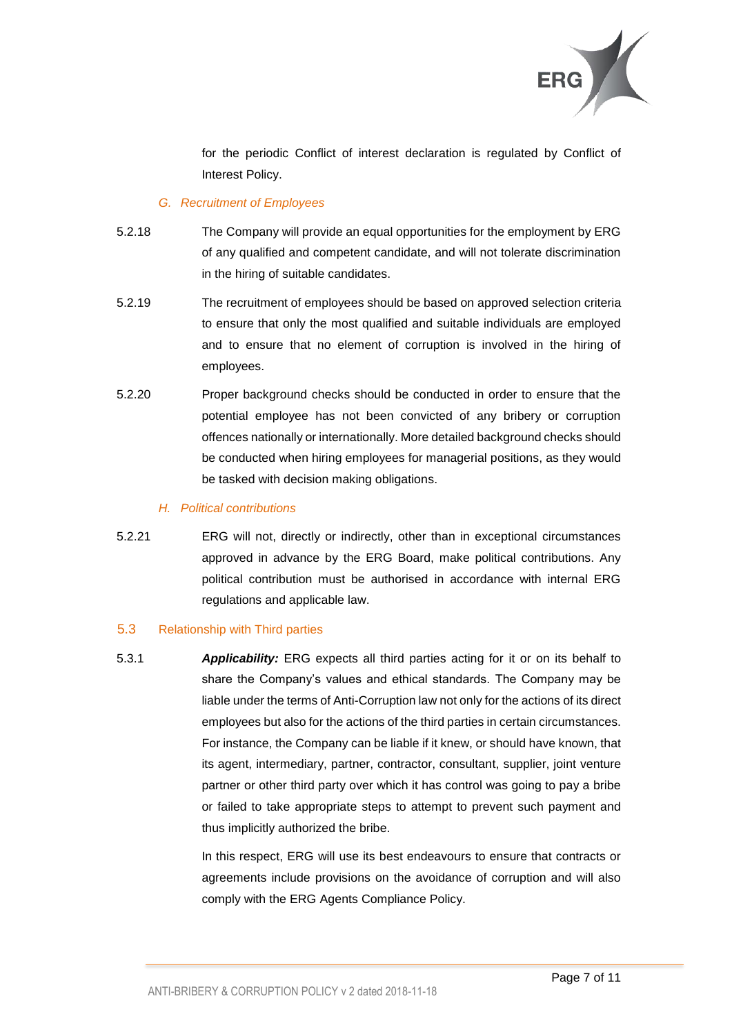for the periodic Conflict of interest declaration is regulated by Conflict of Interest Policy.

*G. Recruitment of Employees*

5.2.18 The Company will provide an equal opportunities for the employment by ERG of any qualified and competent candidate, and will not tolerate discrimination in the hiring of suitable candidates.

5.2.19 The recruitment of employees should be based on approved selection criteria to ensure that only the most qualified and suitable individuals are employed and to ensure that no element of corruption is involved in the hiring of employees.

5.2.20 Proper background checks should be conducted in order to ensure that the potential employee has not been convicted of any bribery or corruption offences nationally or internationally. More detailed background checks should be conducted when hiring employees for managerial positions, as they would be tasked with decision making obligations.

*H. Political contributions*

5.2.21 ERG will not, directly or indirectly, other than in exceptional circumstances approved in advance by the ERG Board, make political contributions. Any political contribution must be authorised in accordance with internal ERG regulations and applicable law.

## 5.3 Relationship with Third parties

5.3.1 ***Applicability:*** ERG expects all third parties acting for it or on its behalf to share the Company's values and ethical standards. The Company may be liable under the terms of Anti-Corruption law not only for the actions of its direct employees but also for the actions of the third parties in certain circumstances. For instance, the Company can be liable if it knew, or should have known, that its agent, intermediary, partner, contractor, consultant, supplier, joint venture partner or other third party over which it has control was going to pay a bribe or failed to take appropriate steps to attempt to prevent such payment and thus implicitly authorized the bribe.

In this respect, ERG will use its best endeavours to ensure that contracts or agreements include provisions on the avoidance of corruption and will also comply with the ERG Agents Compliance Policy.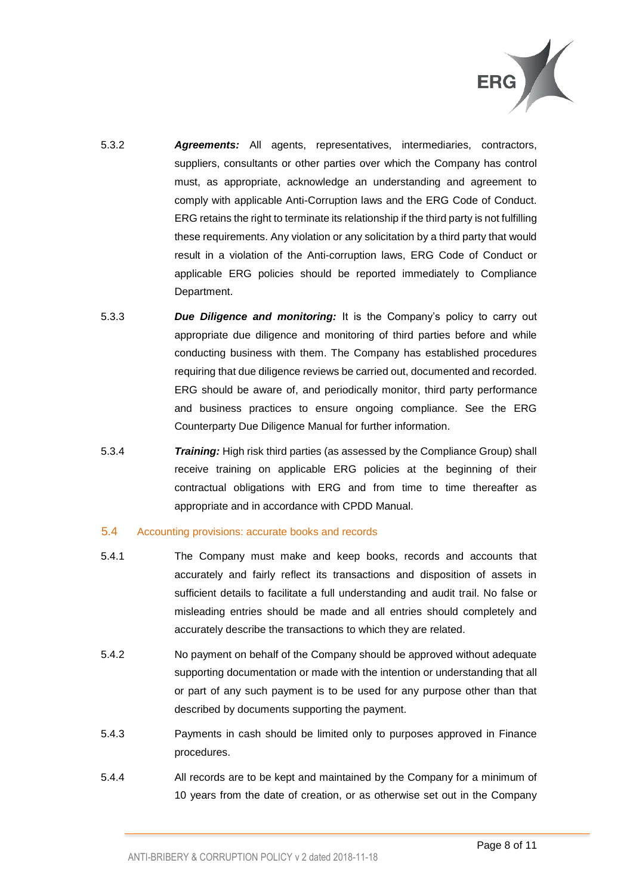5.3.2 ***Agreements:*** All agents, representatives, intermediaries, contractors, suppliers, consultants or other parties over which the Company has control must, as appropriate, acknowledge an understanding and agreement to comply with applicable Anti-Corruption laws and the ERG Code of Conduct. ERG retains the right to terminate its relationship if the third party is not fulfilling these requirements. Any violation or any solicitation by a third party that would result in a violation of the Anti-corruption laws, ERG Code of Conduct or applicable ERG policies should be reported immediately to Compliance Department.

5.3.3 ***Due Diligence and monitoring:*** It is the Company's policy to carry out appropriate due diligence and monitoring of third parties before and while conducting business with them. The Company has established procedures requiring that due diligence reviews be carried out, documented and recorded. ERG should be aware of, and periodically monitor, third party performance and business practices to ensure ongoing compliance. See the ERG Counterparty Due Diligence Manual for further information.

5.3.4 ***Training:*** High risk third parties (as assessed by the Compliance Group) shall receive training on applicable ERG policies at the beginning of their contractual obligations with ERG and from time to time thereafter as appropriate and in accordance with CPDD Manual.

## 5.4 Accounting provisions: accurate books and records

5.4.1 The Company must make and keep books, records and accounts that accurately and fairly reflect its transactions and disposition of assets in sufficient details to facilitate a full understanding and audit trail. No false or misleading entries should be made and all entries should completely and accurately describe the transactions to which they are related.

5.4.2 No payment on behalf of the Company should be approved without adequate supporting documentation or made with the intention or understanding that all or part of any such payment is to be used for any purpose other than that described by documents supporting the payment.

5.4.3 Payments in cash should be limited only to purposes approved in Finance procedures.

5.4.4 All records are to be kept and maintained by the Company for a minimum of 10 years from the date of creation, or as otherwise set out in the Company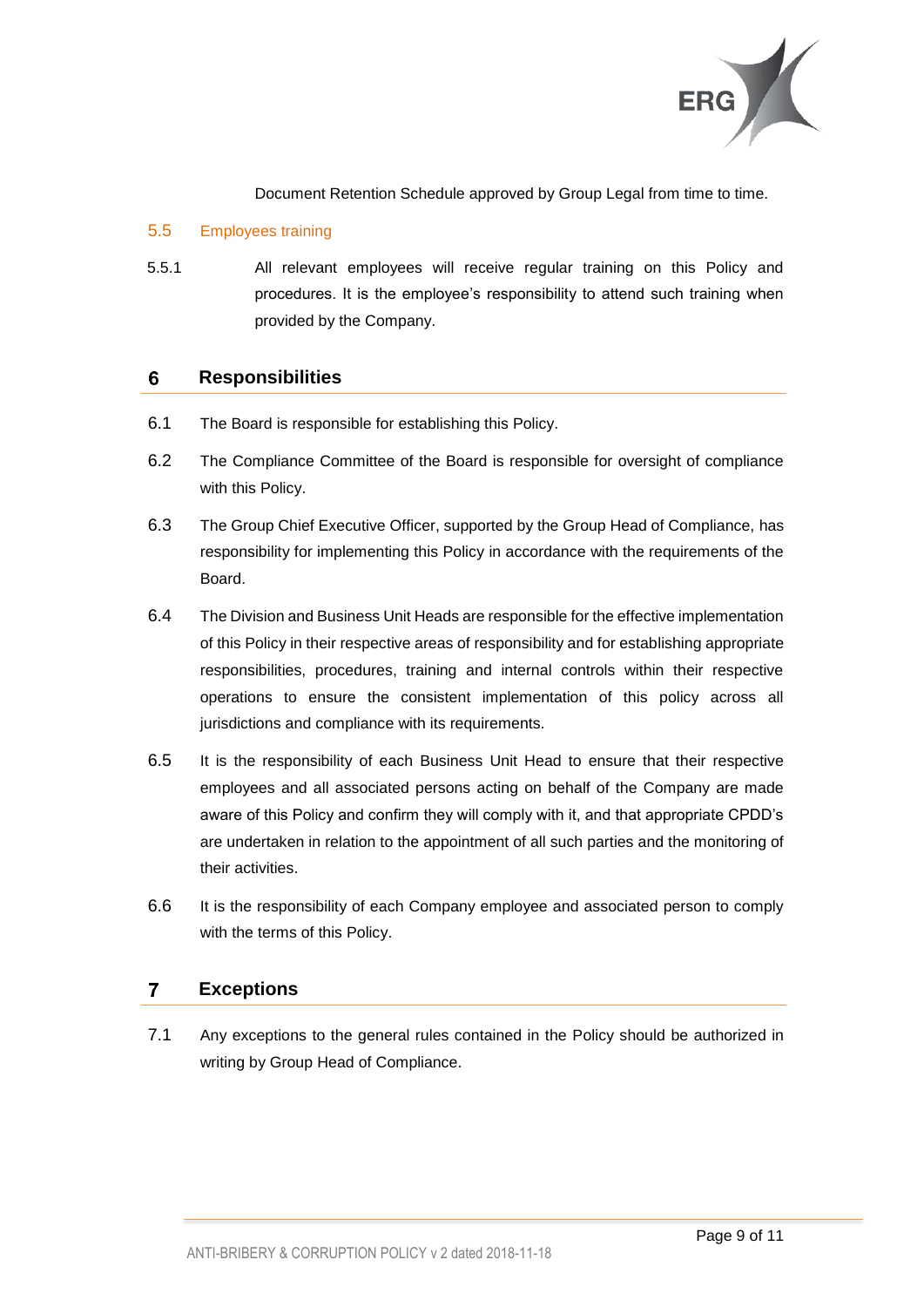Document Retention Schedule approved by Group Legal from time to time.

### 5.5 Employees training

5.5.1 All relevant employees will receive regular training on this Policy and procedures. It is the employee's responsibility to attend such training when provided by the Company.

## 6 Responsibilities

6.1 The Board is responsible for establishing this Policy.

6.2 The Compliance Committee of the Board is responsible for oversight of compliance with this Policy.

6.3 The Group Chief Executive Officer, supported by the Group Head of Compliance, has responsibility for implementing this Policy in accordance with the requirements of the Board.

6.4 The Division and Business Unit Heads are responsible for the effective implementation of this Policy in their respective areas of responsibility and for establishing appropriate responsibilities, procedures, training and internal controls within their respective operations to ensure the consistent implementation of this policy across all jurisdictions and compliance with its requirements.

6.5 It is the responsibility of each Business Unit Head to ensure that their respective employees and all associated persons acting on behalf of the Company are made aware of this Policy and confirm they will comply with it, and that appropriate CPDD's are undertaken in relation to the appointment of all such parties and the monitoring of their activities.

6.6 It is the responsibility of each Company employee and associated person to comply with the terms of this Policy.

## 7 Exceptions

7.1 Any exceptions to the general rules contained in the Policy should be authorized in writing by Group Head of Compliance.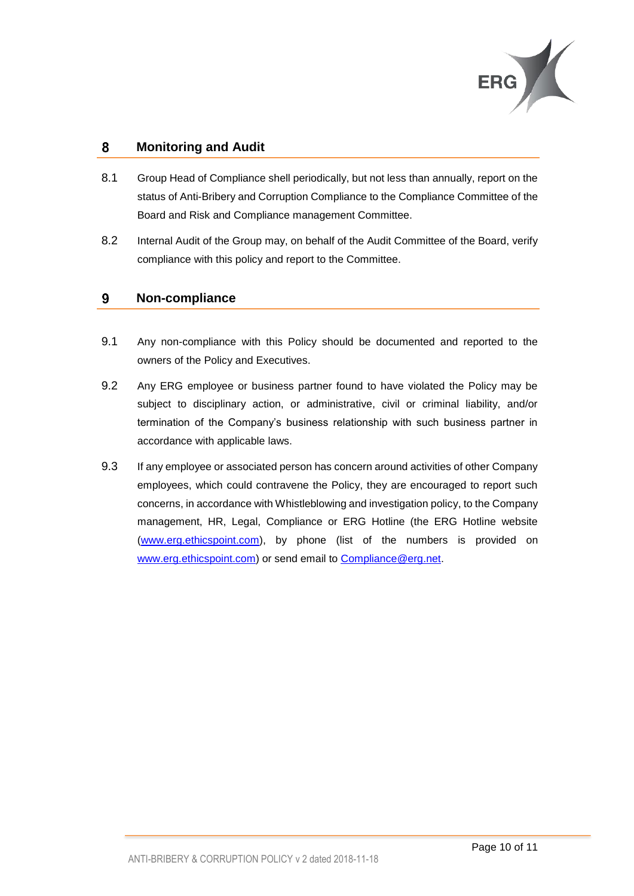## 8 Monitoring and Audit

8.1 Group Head of Compliance shell periodically, but not less than annually, report on the status of Anti-Bribery and Corruption Compliance to the Compliance Committee of the Board and Risk and Compliance management Committee.

8.2 Internal Audit of the Group may, on behalf of the Audit Committee of the Board, verify compliance with this policy and report to the Committee.

## 9 Non-compliance

9.1 Any non-compliance with this Policy should be documented and reported to the owners of the Policy and Executives.

9.2 Any ERG employee or business partner found to have violated the Policy may be subject to disciplinary action, or administrative, civil or criminal liability, and/or termination of the Company's business relationship with such business partner in accordance with applicable laws.

9.3 If any employee or associated person has concern around activities of other Company employees, which could contravene the Policy, they are encouraged to report such concerns, in accordance with Whistleblowing and investigation policy, to the Company management, HR, Legal, Compliance or ERG Hotline (the ERG Hotline website (www.erg.ethicspoint.com), by phone (list of the numbers is provided on www.erg.ethicspoint.com) or send email to Compliance@erg.net.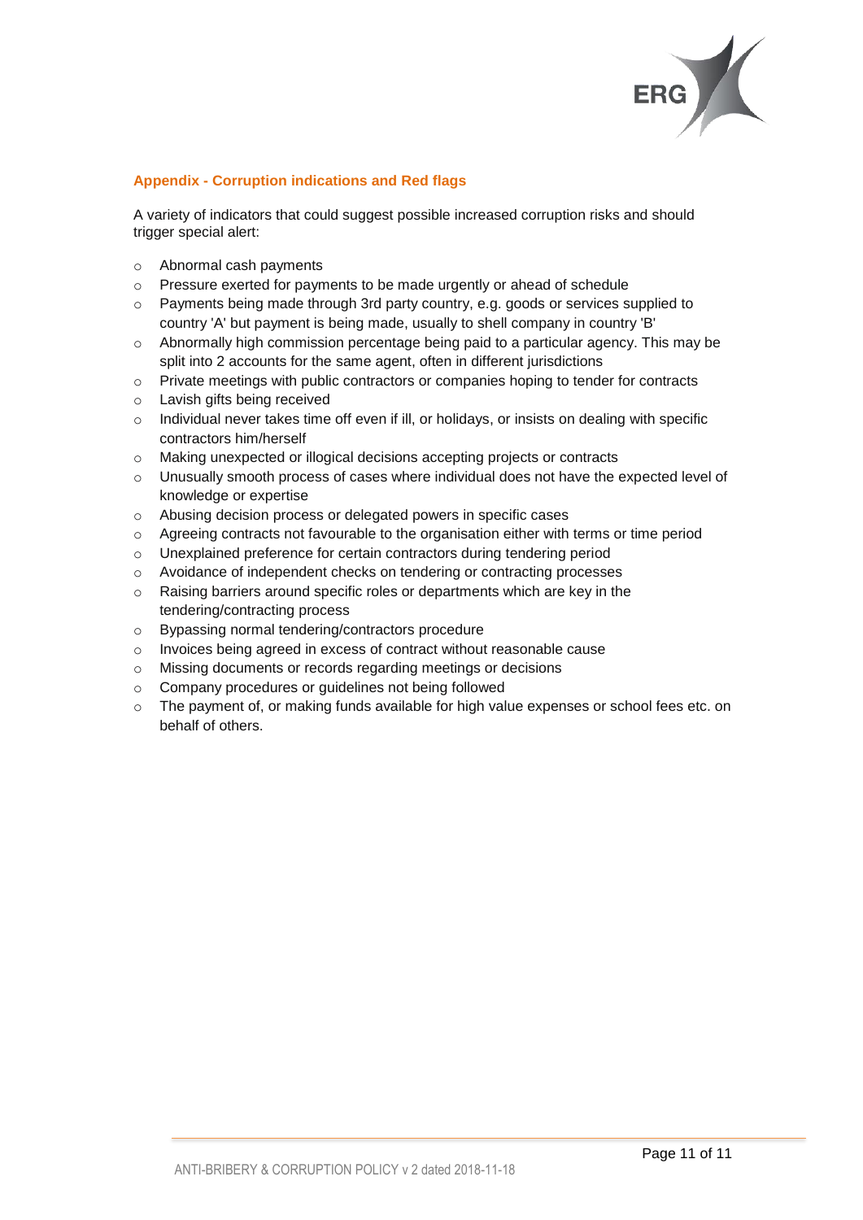## Appendix - Corruption indications and Red flags

A variety of indicators that could suggest possible increased corruption risks and should trigger special alert:

- Abnormal cash payments
- Pressure exerted for payments to be made urgently or ahead of schedule
- Payments being made through 3rd party country, e.g. goods or services supplied to country 'A' but payment is being made, usually to shell company in country 'B'
- Abnormally high commission percentage being paid to a particular agency. This may be split into 2 accounts for the same agent, often in different jurisdictions
- Private meetings with public contractors or companies hoping to tender for contracts
- Lavish gifts being received
- Individual never takes time off even if ill, or holidays, or insists on dealing with specific contractors him/herself
- Making unexpected or illogical decisions accepting projects or contracts
- Unusually smooth process of cases where individual does not have the expected level of knowledge or expertise
- Abusing decision process or delegated powers in specific cases
- Agreeing contracts not favourable to the organisation either with terms or time period
- Unexplained preference for certain contractors during tendering period
- Avoidance of independent checks on tendering or contracting processes
- Raising barriers around specific roles or departments which are key in the tendering/contracting process
- Bypassing normal tendering/contractors procedure
- Invoices being agreed in excess of contract without reasonable cause
- Missing documents or records regarding meetings or decisions
- Company procedures or guidelines not being followed
- The payment of, or making funds available for high value expenses or school fees etc. on behalf of others.